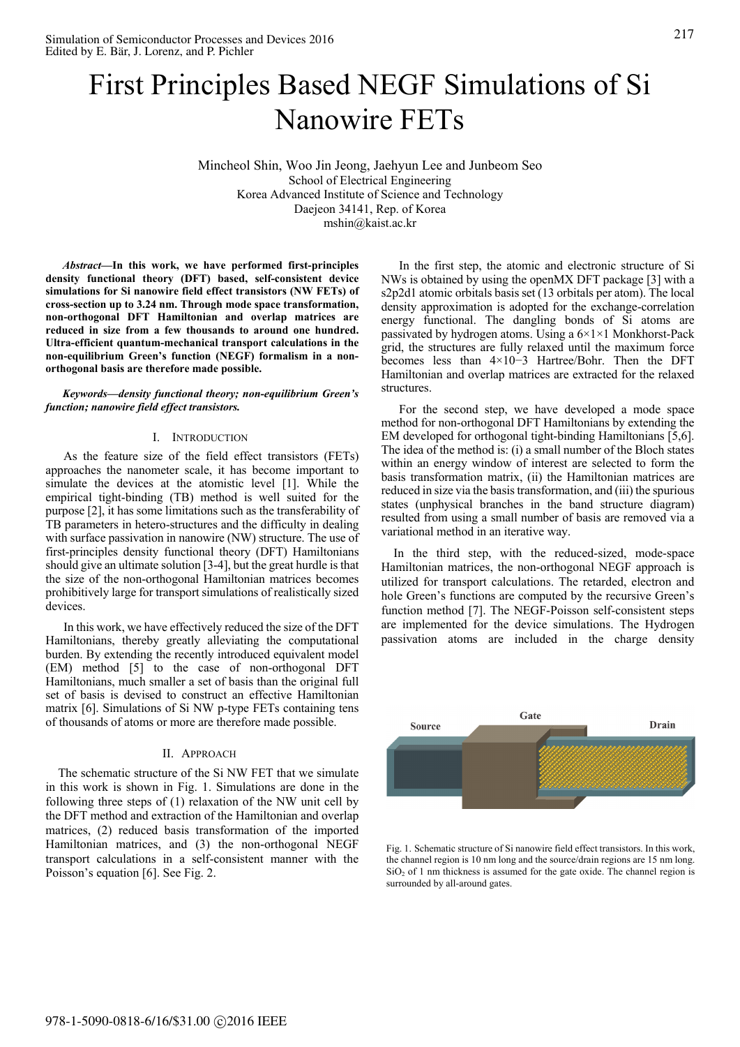# First Principles Based NEGF Simulations of Si Nanowire FETs

Mincheol Shin, Woo Jin Jeong, Jaehyun Lee and Junbeom Seo
School of Electrical Engineering
Korea Advanced Institute of Science and Technology
Daejeon 34141, Rep. of Korea
mshin@kaist.ac.kr

***Abstract*—In this work, we have performed first-principles density functional theory (DFT) based, self-consistent device simulations for Si nanowire field effect transistors (NW FETs) of cross-section up to 3.24 nm. Through mode space transformation, non-orthogonal DFT Hamiltonian and overlap matrices are reduced in size from a few thousands to around one hundred. Ultra-efficient quantum-mechanical transport calculations in the non-equilibrium Green's function (NEGF) formalism in a non-orthogonal basis are therefore made possible.**

***Keywords—density functional theory; non-equilibrium Green's function; nanowire field effect transistors.***

## I. Introduction

As the feature size of the field effect transistors (FETs) approaches the nanometer scale, it has become important to simulate the devices at the atomistic level [1]. While the empirical tight-binding (TB) method is well suited for the purpose [2], it has some limitations such as the transferability of TB parameters in hetero-structures and the difficulty in dealing with surface passivation in nanowire (NW) structure. The use of first-principles density functional theory (DFT) Hamiltonians should give an ultimate solution [3-4], but the great hurdle is that the size of the non-orthogonal Hamiltonian matrices becomes prohibitively large for transport simulations of realistically sized devices.

In this work, we have effectively reduced the size of the DFT Hamiltonians, thereby greatly alleviating the computational burden. By extending the recently introduced equivalent model (EM) method [5] to the case of non-orthogonal DFT Hamiltonians, much smaller a set of basis than the original full set of basis is devised to construct an effective Hamiltonian matrix [6]. Simulations of Si NW p-type FETs containing tens of thousands of atoms or more are therefore made possible.

## II. Approach

The schematic structure of the Si NW FET that we simulate in this work is shown in Fig. 1. Simulations are done in the following three steps of (1) relaxation of the NW unit cell by the DFT method and extraction of the Hamiltonian and overlap matrices, (2) reduced basis transformation of the imported Hamiltonian matrices, and (3) the non-orthogonal NEGF transport calculations in a self-consistent manner with the Poisson's equation [6]. See Fig. 2.

In the first step, the atomic and electronic structure of Si NWs is obtained by using the openMX DFT package [3] with a s2p2d1 atomic orbitals basis set (13 orbitals per atom). The local density approximation is adopted for the exchange-correlation energy functional. The dangling bonds of Si atoms are passivated by hydrogen atoms. Using a 6×1×1 Monkhorst-Pack grid, the structures are fully relaxed until the maximum force becomes less than $4\times10^{-3}$ Hartree/Bohr. Then the DFT Hamiltonian and overlap matrices are extracted for the relaxed structures.

For the second step, we have developed a mode space method for non-orthogonal DFT Hamiltonians by extending the EM developed for orthogonal tight-binding Hamiltonians [5,6]. The idea of the method is: (i) a small number of the Bloch states within an energy window of interest are selected to form the basis transformation matrix, (ii) the Hamiltonian matrices are reduced in size via the basis transformation, and (iii) the spurious states (unphysical branches in the band structure diagram) resulted from using a small number of basis are removed via a variational method in an iterative way.

In the third step, with the reduced-sized, mode-space Hamiltonian matrices, the non-orthogonal NEGF approach is utilized for transport calculations. The retarded, electron and hole Green's functions are computed by the recursive Green's function method [7]. The NEGF-Poisson self-consistent steps are implemented for the device simulations. The Hydrogen passivation atoms are included in the charge density

Fig. 1. Schematic structure of Si nanowire field effect transistors. In this work, the channel region is 10 nm long and the source/drain regions are 15 nm long. $SiO_2$ of 1 nm thickness is assumed for the gate oxide. The channel region is surrounded by all-around gates.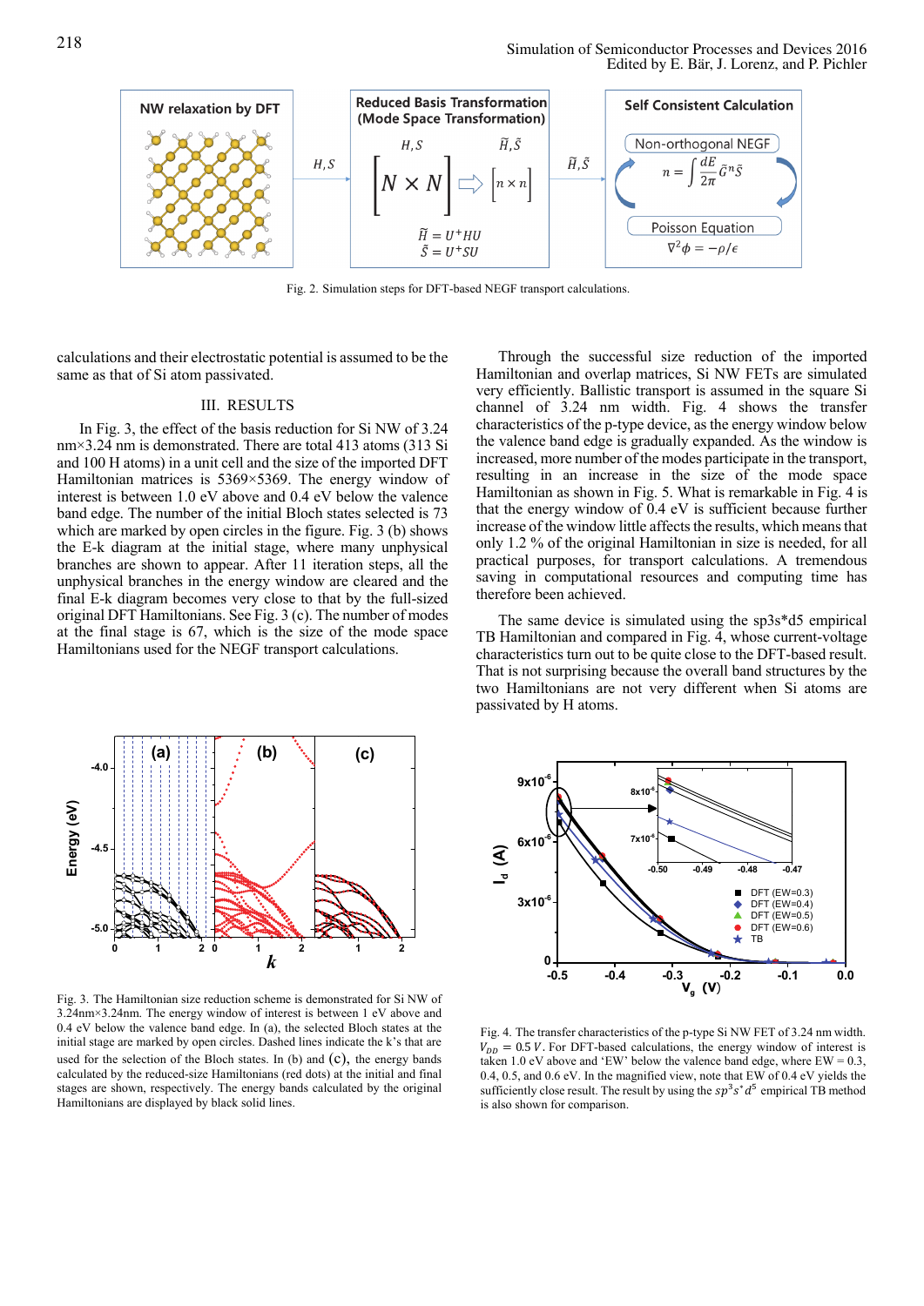Fig. 2. Simulation steps for DFT-based NEGF transport calculations.

calculations and their electrostatic potential is assumed to be the same as that of Si atom passivated.

## III. RESULTS

In Fig. 3, the effect of the basis reduction for Si NW of 3.24 nm×3.24 nm is demonstrated. There are total 413 atoms (313 Si and 100 H atoms) in a unit cell and the size of the imported DFT Hamiltonian matrices is 5369×5369. The energy window of interest is between 1.0 eV above and 0.4 eV below the valence band edge. The number of the initial Bloch states selected is 73 which are marked by open circles in the figure. Fig. 3 (b) shows the E-k diagram at the initial stage, where many unphysical branches are shown to appear. After 11 iteration steps, all the unphysical branches in the energy window are cleared and the final E-k diagram becomes very close to that by the full-sized original DFT Hamiltonians. See Fig. 3 (c). The number of modes at the final stage is 67, which is the size of the mode space Hamiltonians used for the NEGF transport calculations.

Through the successful size reduction of the imported Hamiltonian and overlap matrices, Si NW FETs are simulated very efficiently. Ballistic transport is assumed in the square Si channel of 3.24 nm width. Fig. 4 shows the transfer characteristics of the p-type device, as the energy window below the valence band edge is gradually expanded. As the window is increased, more number of the modes participate in the transport, resulting in an increase in the size of the mode space Hamiltonian as shown in Fig. 5. What is remarkable in Fig. 4 is that the energy window of 0.4 eV is sufficient because further increase of the window little affects the results, which means that only 1.2 % of the original Hamiltonian in size is needed, for all practical purposes, for transport calculations. A tremendous saving in computational resources and computing time has therefore been achieved.

The same device is simulated using the sp3s*d5 empirical TB Hamiltonian and compared in Fig. 4, whose current-voltage characteristics turn out to be quite close to the DFT-based result. That is not surprising because the overall band structures by the two Hamiltonians are not very different when Si atoms are passivated by H atoms.

Fig. 3. The Hamiltonian size reduction scheme is demonstrated for Si NW of 3.24nm×3.24nm. The energy window of interest is between 1 eV above and 0.4 eV below the valence band edge. In (a), the selected Bloch states at the initial stage are marked by open circles. Dashed lines indicate the k's that are used for the selection of the Bloch states. In (b) and (c), the energy bands calculated by the reduced-size Hamiltonians (red dots) at the initial and final stages are shown, respectively. The energy bands calculated by the original Hamiltonians are displayed by black solid lines.

Fig. 4. The transfer characteristics of the p-type Si NW FET of 3.24 nm width. $V_{DD} = 0.5\,V$. For DFT-based calculations, the energy window of interest is taken 1.0 eV above and 'EW' below the valence band edge, where EW = 0.3, 0.4, 0.5, and 0.6 eV. In the magnified view, note that EW of 0.4 eV yields the sufficiently close result. The result by using the $sp^3s^*d^5$ empirical TB method is also shown for comparison.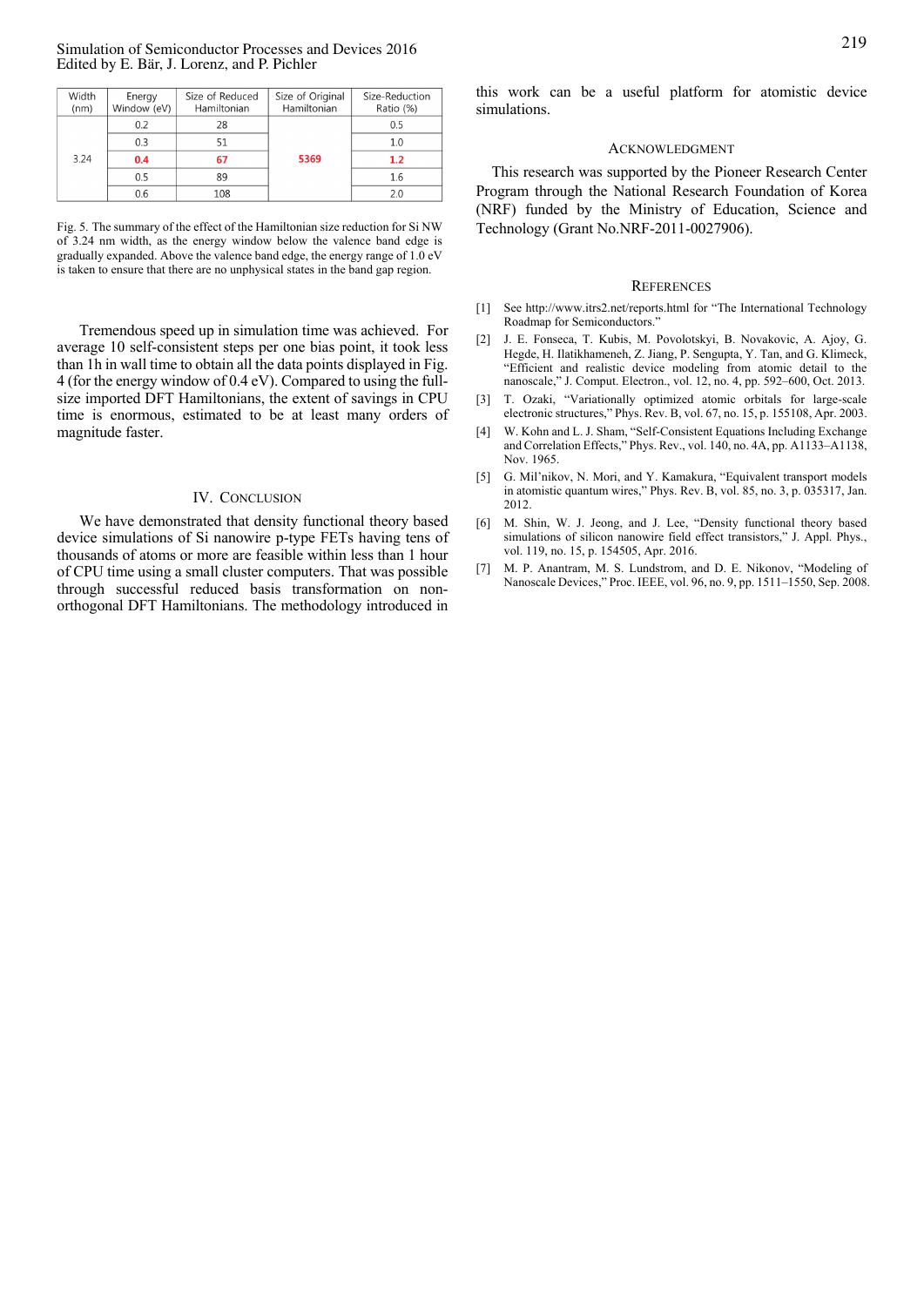| Width (nm) | Energy Window (eV) | Size of Reduced Hamiltonian | Size of Original Hamiltonian | Size-Reduction Ratio (%) |
|---|---|---|---|---|
| 3.24 | 0.2 | 28 | 5369 | 0.5 |
| | 0.3 | 51 | | 1.0 |
| | **0.4** | **67** | | **1.2** |
| | 0.5 | 89 | | 1.6 |
| | 0.6 | 108 | | 2.0 |

Fig. 5. The summary of the effect of the Hamiltonian size reduction for Si NW of 3.24 nm width, as the energy window below the valence band edge is gradually expanded. Above the valence band edge, the energy range of 1.0 eV is taken to ensure that there are no unphysical states in the band gap region.

Tremendous speed up in simulation time was achieved. For average 10 self-consistent steps per one bias point, it took less than 1h in wall time to obtain all the data points displayed in Fig. 4 (for the energy window of 0.4 eV). Compared to using the full-size imported DFT Hamiltonians, the extent of savings in CPU time is enormous, estimated to be at least many orders of magnitude faster.

## IV. Conclusion

We have demonstrated that density functional theory based device simulations of Si nanowire p-type FETs having tens of thousands of atoms or more are feasible within less than 1 hour of CPU time using a small cluster computers. That was possible through successful reduced basis transformation on non-orthogonal DFT Hamiltonians. The methodology introduced in this work can be a useful platform for atomistic device simulations.

## Acknowledgment

This research was supported by the Pioneer Research Center Program through the National Research Foundation of Korea (NRF) funded by the Ministry of Education, Science and Technology (Grant No.NRF-2011-0027906).

## References

[1] See http://www.itrs2.net/reports.html for "The International Technology Roadmap for Semiconductors."

[2] J. E. Fonseca, T. Kubis, M. Povolotskyi, B. Novakovic, A. Ajoy, G. Hegde, H. Ilatikhameneh, Z. Jiang, P. Sengupta, Y. Tan, and G. Klimeck, "Efficient and realistic device modeling from atomic detail to the nanoscale," J. Comput. Electron., vol. 12, no. 4, pp. 592–600, Oct. 2013.

[3] T. Ozaki, "Variationally optimized atomic orbitals for large-scale electronic structures," Phys. Rev. B, vol. 67, no. 15, p. 155108, Apr. 2003.

[4] W. Kohn and L. J. Sham, "Self-Consistent Equations Including Exchange and Correlation Effects," Phys. Rev., vol. 140, no. 4A, pp. A1133–A1138, Nov. 1965.

[5] G. Mil'nikov, N. Mori, and Y. Kamakura, "Equivalent transport models in atomistic quantum wires," Phys. Rev. B, vol. 85, no. 3, p. 035317, Jan. 2012.

[6] M. Shin, W. J. Jeong, and J. Lee, "Density functional theory based simulations of silicon nanowire field effect transistors," J. Appl. Phys., vol. 119, no. 15, p. 154505, Apr. 2016.

[7] M. P. Anantram, M. S. Lundstrom, and D. E. Nikonov, "Modeling of Nanoscale Devices," Proc. IEEE, vol. 96, no. 9, pp. 1511–1550, Sep. 2008.